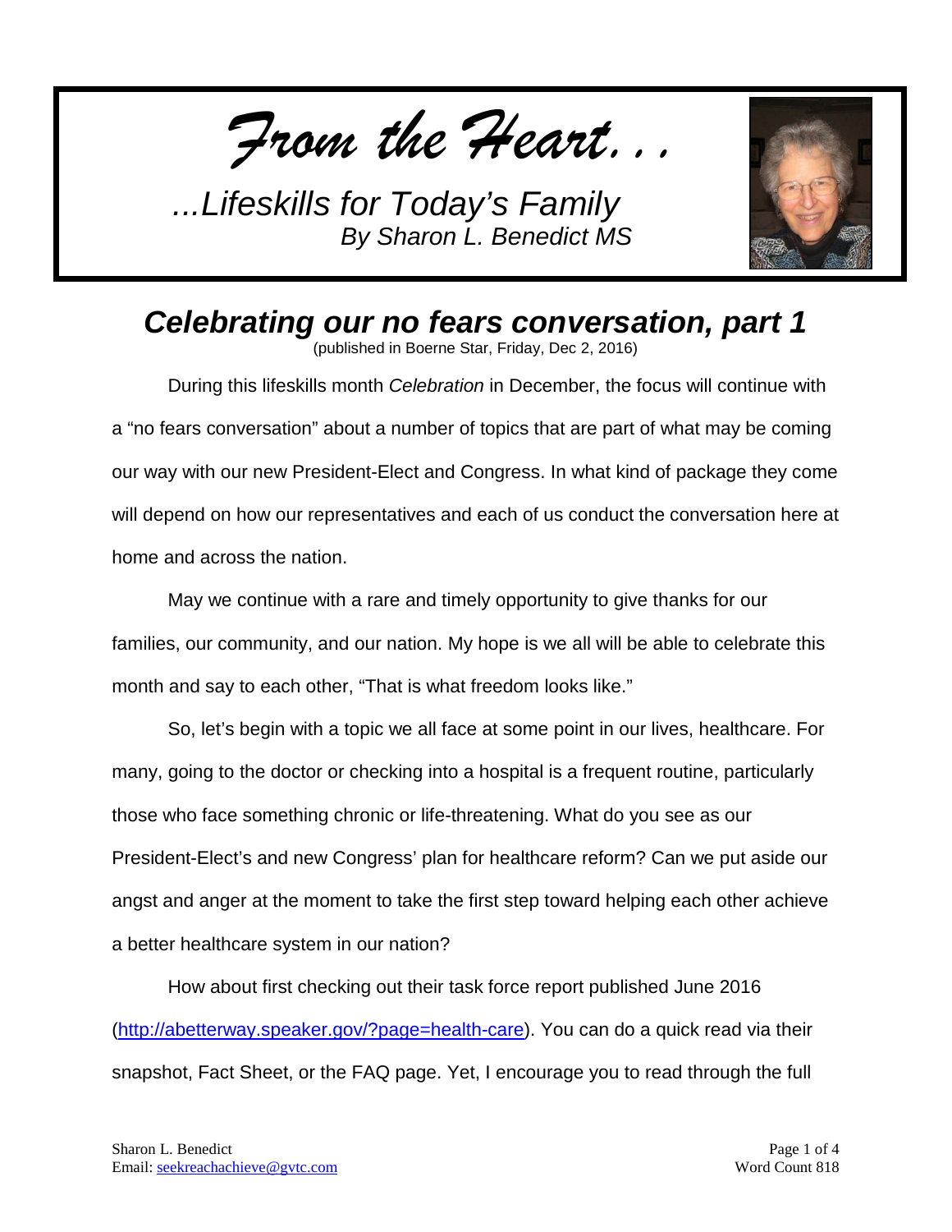*From the Heart...*

*...Lifeskills for Today's Family*
*By Sharon L. Benedict MS*

# *Celebrating our no fears conversation, part 1*

(published in Boerne Star, Friday, Dec 2, 2016)

During this lifeskills month *Celebration* in December, the focus will continue with a "no fears conversation" about a number of topics that are part of what may be coming our way with our new President-Elect and Congress. In what kind of package they come will depend on how our representatives and each of us conduct the conversation here at home and across the nation.

May we continue with a rare and timely opportunity to give thanks for our families, our community, and our nation. My hope is we all will be able to celebrate this month and say to each other, "That is what freedom looks like."

So, let's begin with a topic we all face at some point in our lives, healthcare. For many, going to the doctor or checking into a hospital is a frequent routine, particularly those who face something chronic or life-threatening. What do you see as our President-Elect's and new Congress' plan for healthcare reform? Can we put aside our angst and anger at the moment to take the first step toward helping each other achieve a better healthcare system in our nation?

How about first checking out their task force report published June 2016 (http://abetterway.speaker.gov/?page=health-care). You can do a quick read via their snapshot, Fact Sheet, or the FAQ page. Yet, I encourage you to read through the full

Sharon L. Benedict
Email: seekreachachieve@gvtc.com

Word Count 818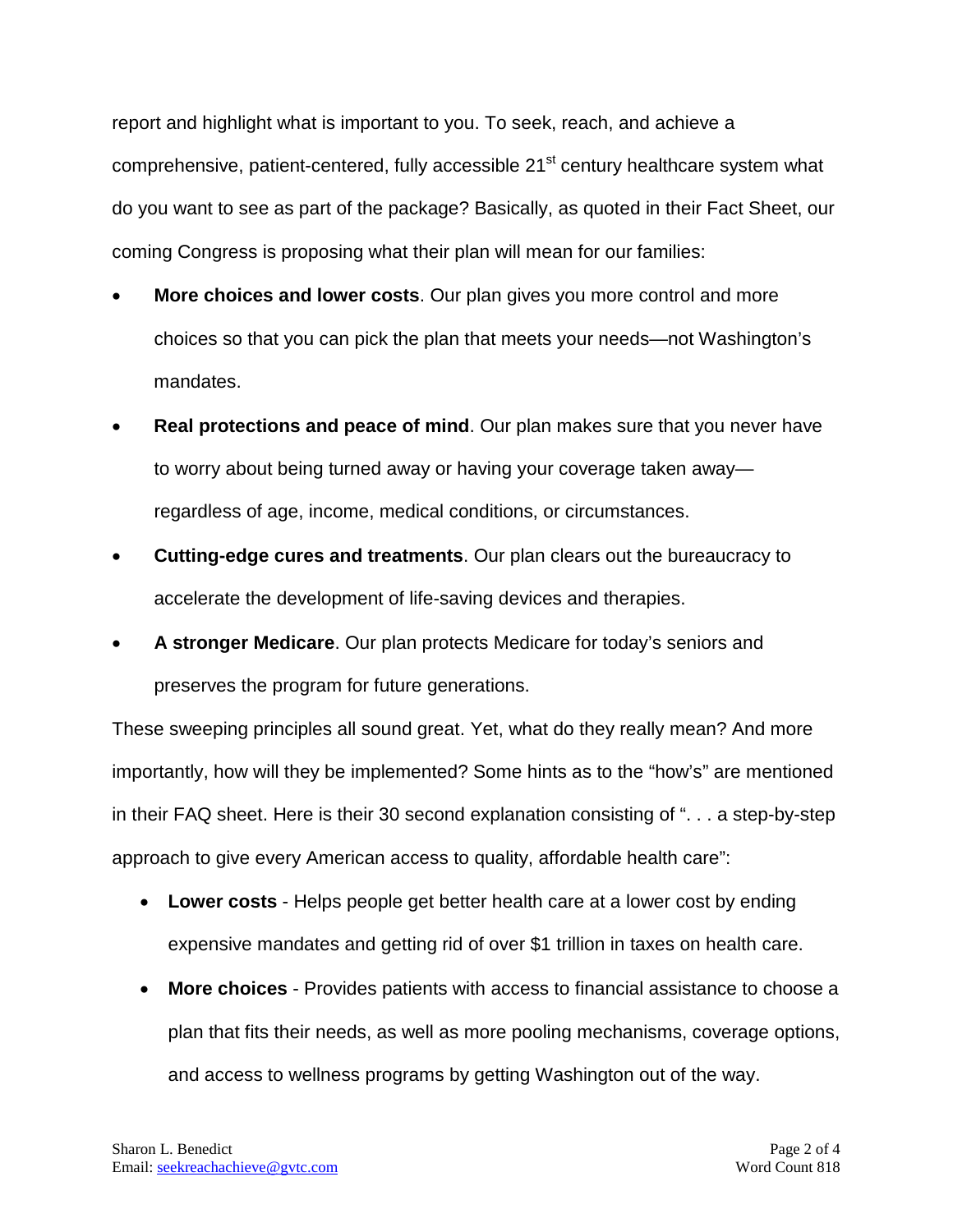report and highlight what is important to you. To seek, reach, and achieve a comprehensive, patient-centered, fully accessible 21st century healthcare system what do you want to see as part of the package? Basically, as quoted in their Fact Sheet, our coming Congress is proposing what their plan will mean for our families:

- **More choices and lower costs**. Our plan gives you more control and more choices so that you can pick the plan that meets your needs—not Washington's mandates.
- **Real protections and peace of mind**. Our plan makes sure that you never have to worry about being turned away or having your coverage taken away—regardless of age, income, medical conditions, or circumstances.
- **Cutting-edge cures and treatments**. Our plan clears out the bureaucracy to accelerate the development of life-saving devices and therapies.
- **A stronger Medicare**. Our plan protects Medicare for today's seniors and preserves the program for future generations.

These sweeping principles all sound great. Yet, what do they really mean? And more importantly, how will they be implemented? Some hints as to the "how's" are mentioned in their FAQ sheet. Here is their 30 second explanation consisting of ". . . a step-by-step approach to give every American access to quality, affordable health care":

- **Lower costs** - Helps people get better health care at a lower cost by ending expensive mandates and getting rid of over $1 trillion in taxes on health care.
- **More choices** - Provides patients with access to financial assistance to choose a plan that fits their needs, as well as more pooling mechanisms, coverage options, and access to wellness programs by getting Washington out of the way.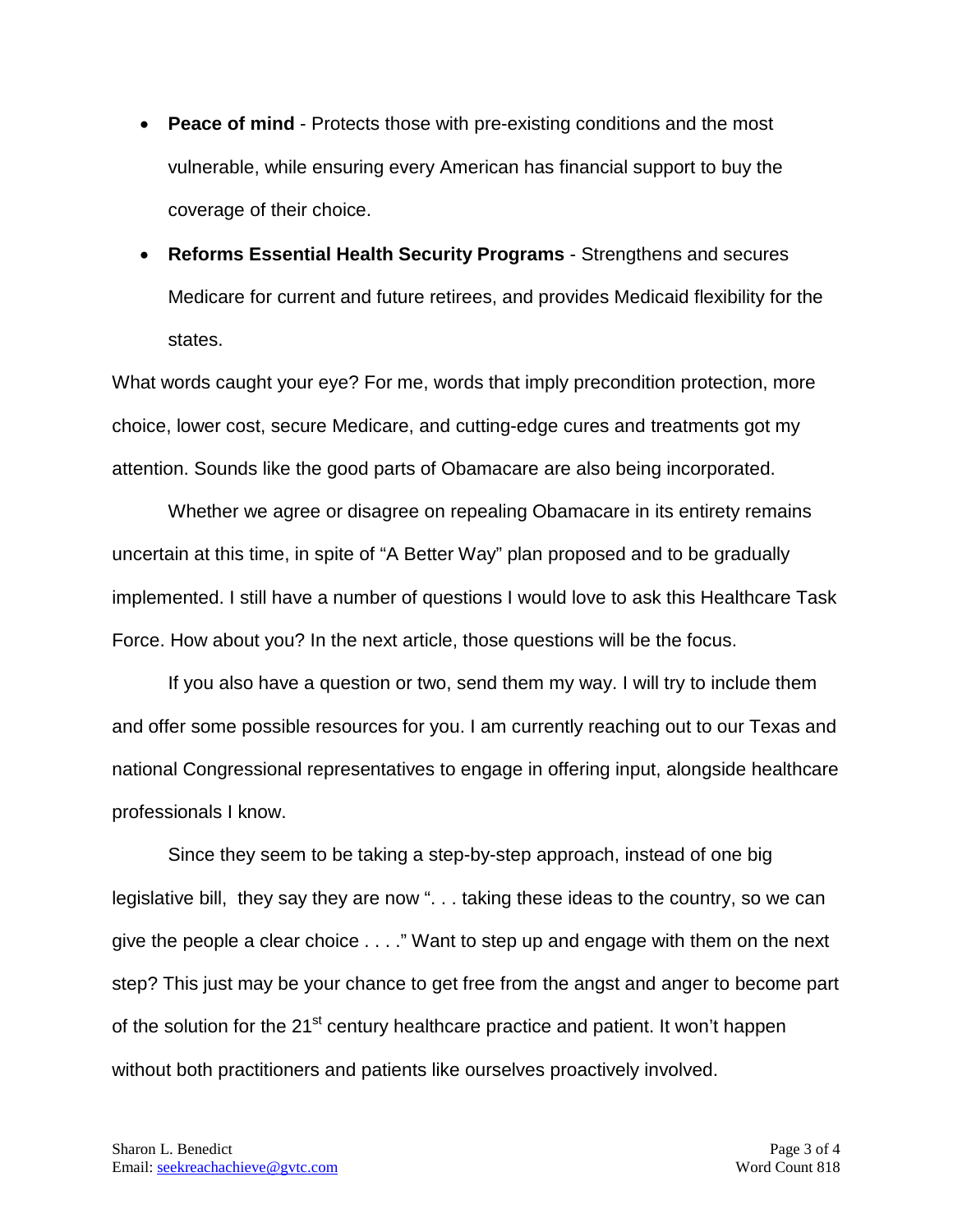- **Peace of mind** - Protects those with pre-existing conditions and the most vulnerable, while ensuring every American has financial support to buy the coverage of their choice.
- **Reforms Essential Health Security Programs** - Strengthens and secures Medicare for current and future retirees, and provides Medicaid flexibility for the states.

What words caught your eye? For me, words that imply precondition protection, more choice, lower cost, secure Medicare, and cutting-edge cures and treatments got my attention. Sounds like the good parts of Obamacare are also being incorporated.

Whether we agree or disagree on repealing Obamacare in its entirety remains uncertain at this time, in spite of "A Better Way" plan proposed and to be gradually implemented. I still have a number of questions I would love to ask this Healthcare Task Force. How about you? In the next article, those questions will be the focus.

If you also have a question or two, send them my way. I will try to include them and offer some possible resources for you. I am currently reaching out to our Texas and national Congressional representatives to engage in offering input, alongside healthcare professionals I know.

Since they seem to be taking a step-by-step approach, instead of one big legislative bill, they say they are now ". . . taking these ideas to the country, so we can give the people a clear choice . . . ." Want to step up and engage with them on the next step? This just may be your chance to get free from the angst and anger to become part of the solution for the 21st century healthcare practice and patient. It won't happen without both practitioners and patients like ourselves proactively involved.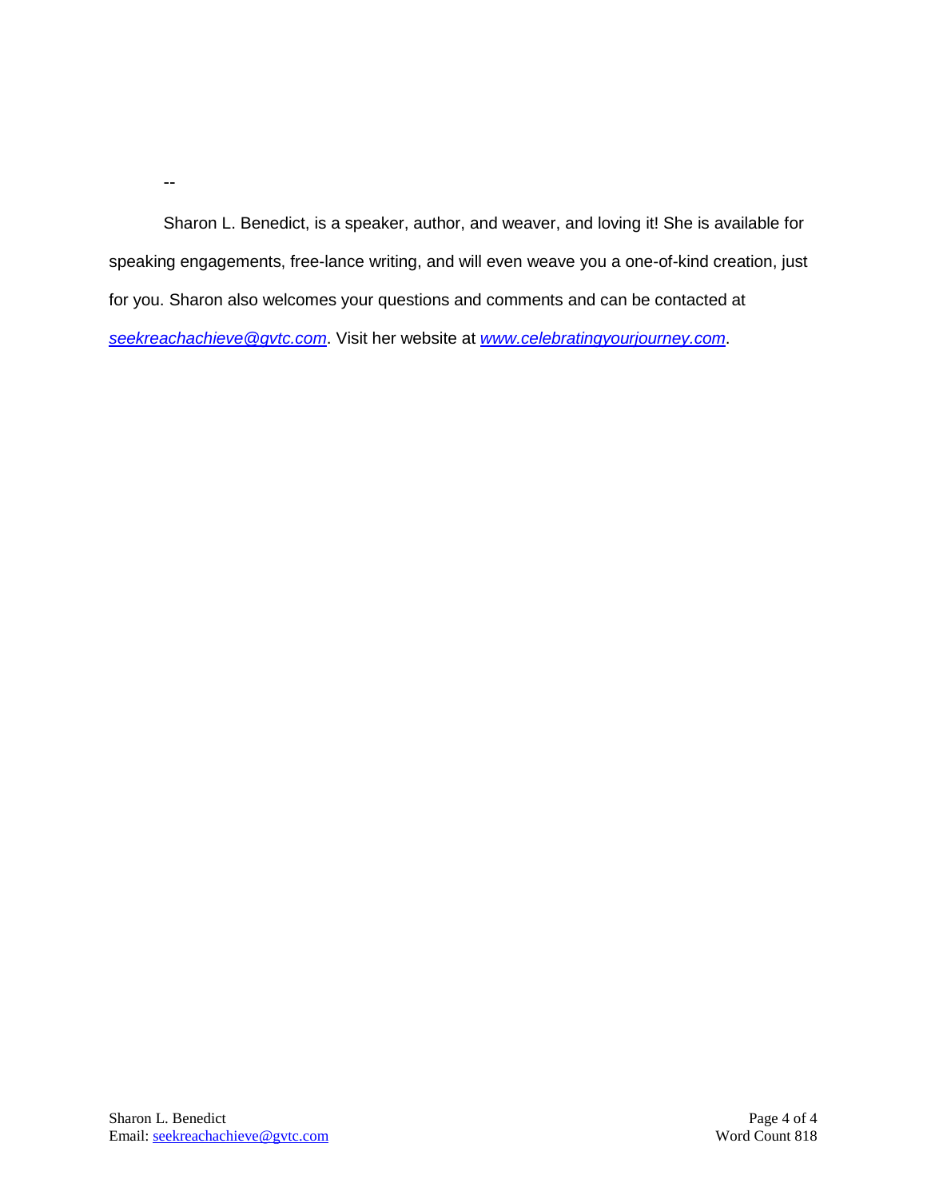--

Sharon L. Benedict, is a speaker, author, and weaver, and loving it! She is available for speaking engagements, free-lance writing, and will even weave you a one-of-kind creation, just for you. Sharon also welcomes your questions and comments and can be contacted at *seekreachachieve@gvtc.com*. Visit her website at *www.celebratingyourjourney.com*.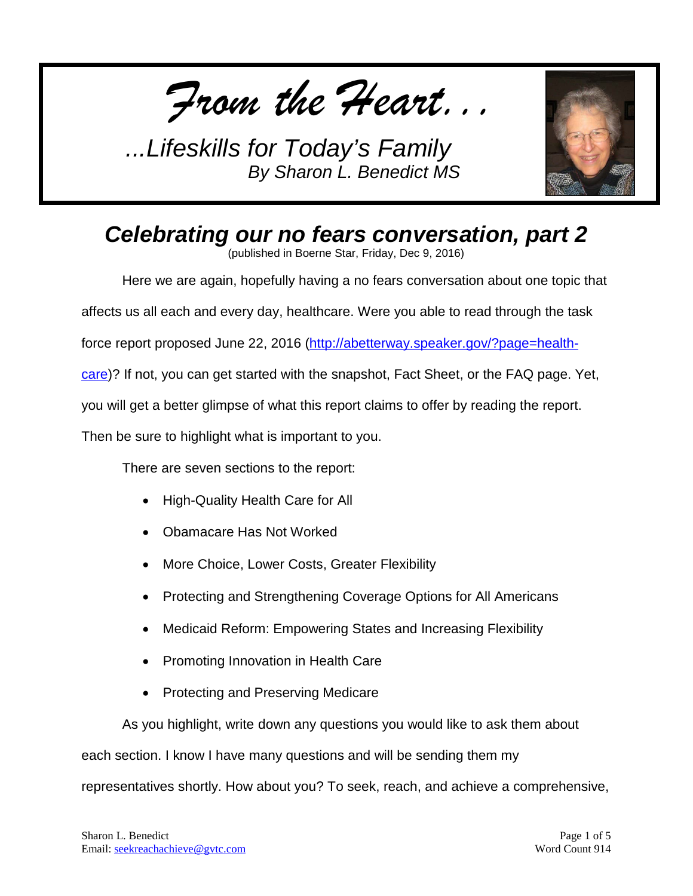*From the Heart...*

*...Lifeskills for Today's Family*
*By Sharon L. Benedict MS*

# *Celebrating our no fears conversation, part 2*

(published in Boerne Star, Friday, Dec 9, 2016)

Here we are again, hopefully having a no fears conversation about one topic that affects us all each and every day, healthcare. Were you able to read through the task force report proposed June 22, 2016 ([http://abetterway.speaker.gov/?page=health-care](http://abetterway.speaker.gov/?page=health-care))? If not, you can get started with the snapshot, Fact Sheet, or the FAQ page. Yet, you will get a better glimpse of what this report claims to offer by reading the report. Then be sure to highlight what is important to you.

There are seven sections to the report:

- High-Quality Health Care for All
- Obamacare Has Not Worked
- More Choice, Lower Costs, Greater Flexibility
- Protecting and Strengthening Coverage Options for All Americans
- Medicaid Reform: Empowering States and Increasing Flexibility
- Promoting Innovation in Health Care
- Protecting and Preserving Medicare

As you highlight, write down any questions you would like to ask them about each section. I know I have many questions and will be sending them my representatives shortly. How about you? To seek, reach, and achieve a comprehensive,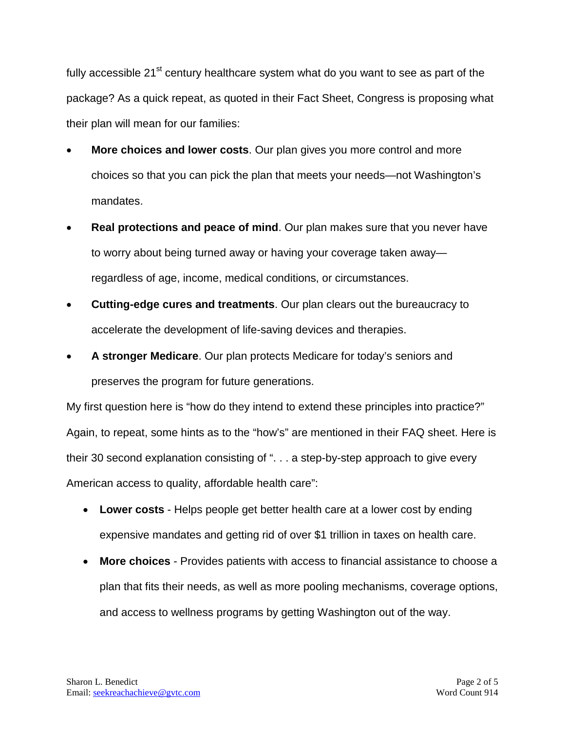fully accessible 21st century healthcare system what do you want to see as part of the package? As a quick repeat, as quoted in their Fact Sheet, Congress is proposing what their plan will mean for our families:

- **More choices and lower costs**. Our plan gives you more control and more choices so that you can pick the plan that meets your needs—not Washington's mandates.
- **Real protections and peace of mind**. Our plan makes sure that you never have to worry about being turned away or having your coverage taken away—regardless of age, income, medical conditions, or circumstances.
- **Cutting-edge cures and treatments**. Our plan clears out the bureaucracy to accelerate the development of life-saving devices and therapies.
- **A stronger Medicare**. Our plan protects Medicare for today's seniors and preserves the program for future generations.

My first question here is "how do they intend to extend these principles into practice?" Again, to repeat, some hints as to the "how's" are mentioned in their FAQ sheet. Here is their 30 second explanation consisting of ". . . a step-by-step approach to give every American access to quality, affordable health care":

- **Lower costs** - Helps people get better health care at a lower cost by ending expensive mandates and getting rid of over $1 trillion in taxes on health care.
- **More choices** - Provides patients with access to financial assistance to choose a plan that fits their needs, as well as more pooling mechanisms, coverage options, and access to wellness programs by getting Washington out of the way.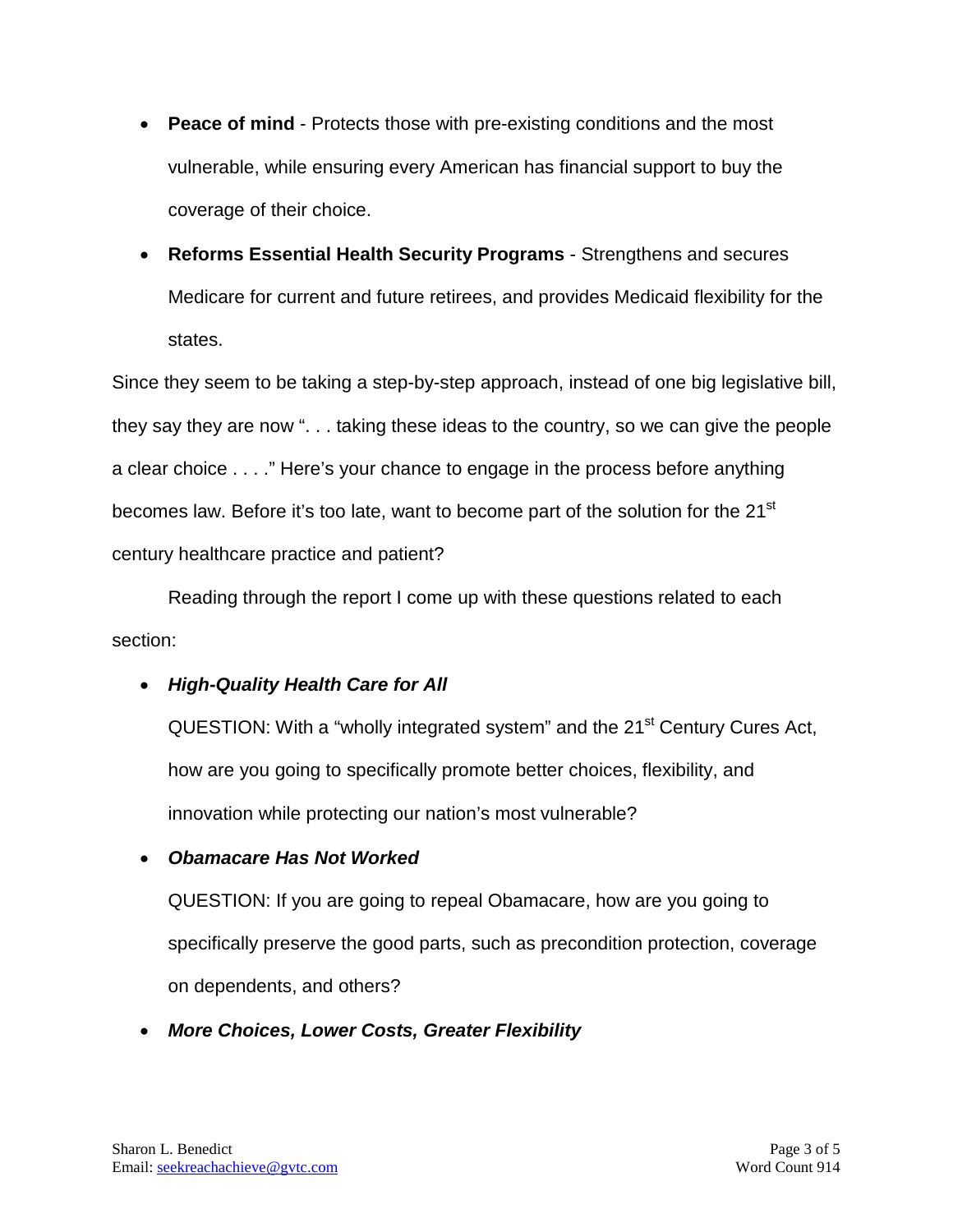- **Peace of mind** - Protects those with pre-existing conditions and the most vulnerable, while ensuring every American has financial support to buy the coverage of their choice.
- **Reforms Essential Health Security Programs** - Strengthens and secures Medicare for current and future retirees, and provides Medicaid flexibility for the states.

Since they seem to be taking a step-by-step approach, instead of one big legislative bill, they say they are now ". . . taking these ideas to the country, so we can give the people a clear choice . . . ." Here's your chance to engage in the process before anything becomes law. Before it's too late, want to become part of the solution for the 21st century healthcare practice and patient?

Reading through the report I come up with these questions related to each section:

- ***High-Quality Health Care for All***

  QUESTION: With a "wholly integrated system" and the 21st Century Cures Act, how are you going to specifically promote better choices, flexibility, and innovation while protecting our nation's most vulnerable?

- ***Obamacare Has Not Worked***

  QUESTION: If you are going to repeal Obamacare, how are you going to specifically preserve the good parts, such as precondition protection, coverage on dependents, and others?

- ***More Choices, Lower Costs, Greater Flexibility***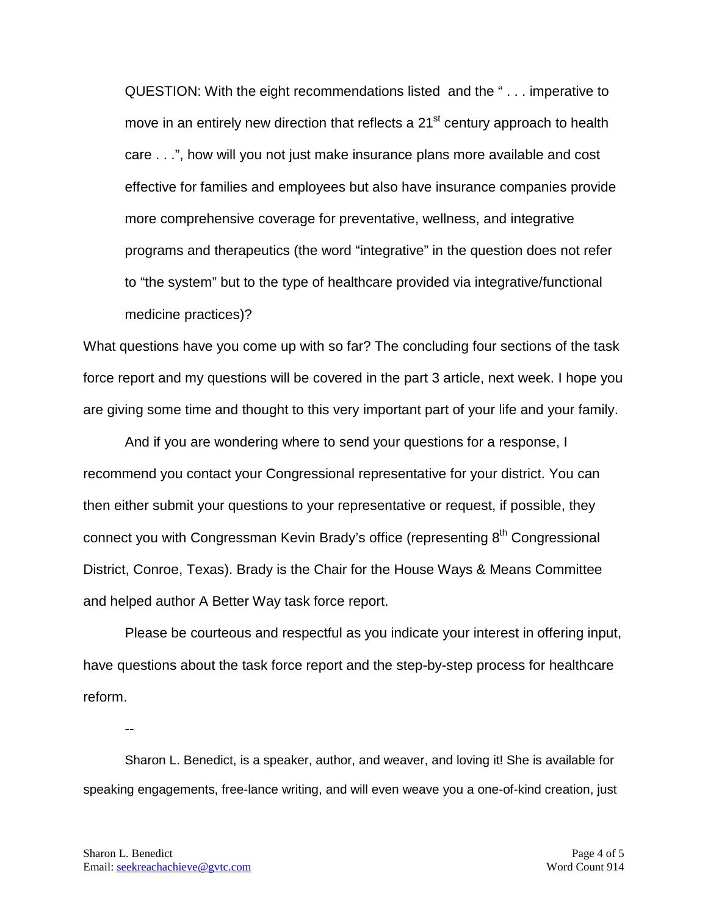QUESTION: With the eight recommendations listed and the " . . . imperative to move in an entirely new direction that reflects a 21st century approach to health care . . .", how will you not just make insurance plans more available and cost effective for families and employees but also have insurance companies provide more comprehensive coverage for preventative, wellness, and integrative programs and therapeutics (the word "integrative" in the question does not refer to "the system" but to the type of healthcare provided via integrative/functional medicine practices)?

What questions have you come up with so far? The concluding four sections of the task force report and my questions will be covered in the part 3 article, next week. I hope you are giving some time and thought to this very important part of your life and your family.

And if you are wondering where to send your questions for a response, I recommend you contact your Congressional representative for your district. You can then either submit your questions to your representative or request, if possible, they connect you with Congressman Kevin Brady's office (representing 8th Congressional District, Conroe, Texas). Brady is the Chair for the House Ways & Means Committee and helped author A Better Way task force report.

Please be courteous and respectful as you indicate your interest in offering input, have questions about the task force report and the step-by-step process for healthcare reform.

--

Sharon L. Benedict, is a speaker, author, and weaver, and loving it! She is available for speaking engagements, free-lance writing, and will even weave you a one-of-kind creation, just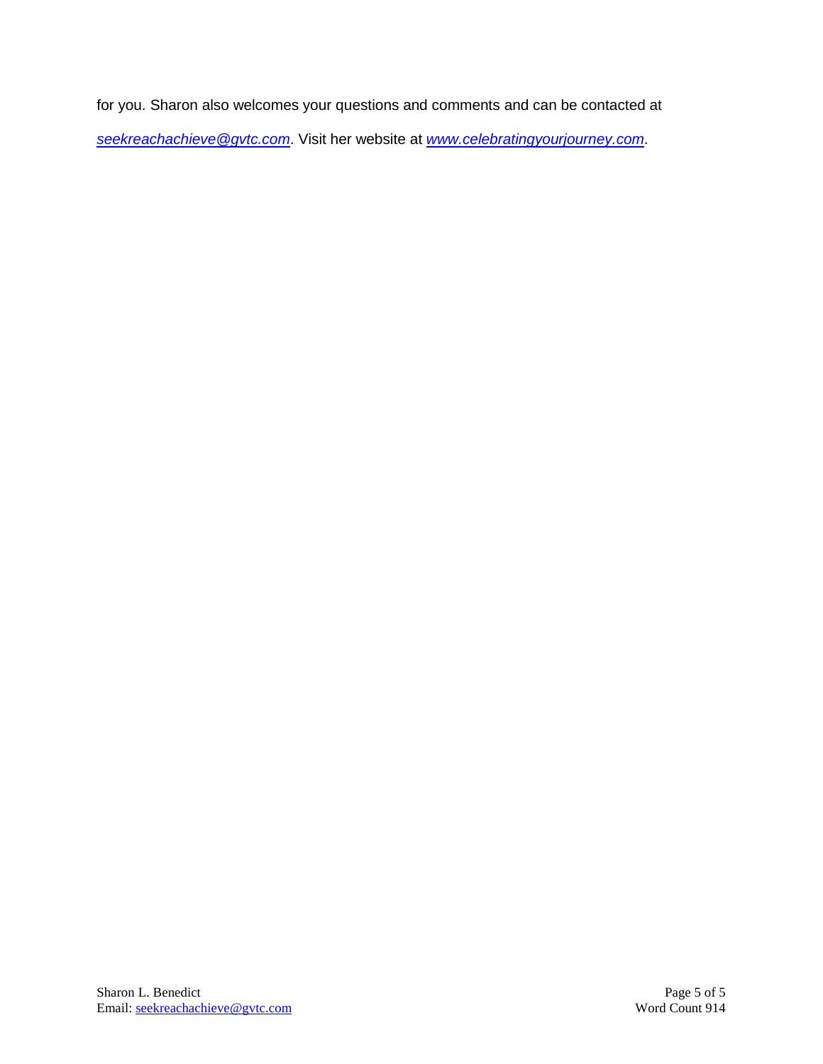for you. Sharon also welcomes your questions and comments and can be contacted at *seekreachachieve@gvtc.com*. Visit her website at *www.celebratingyourjourney.com*.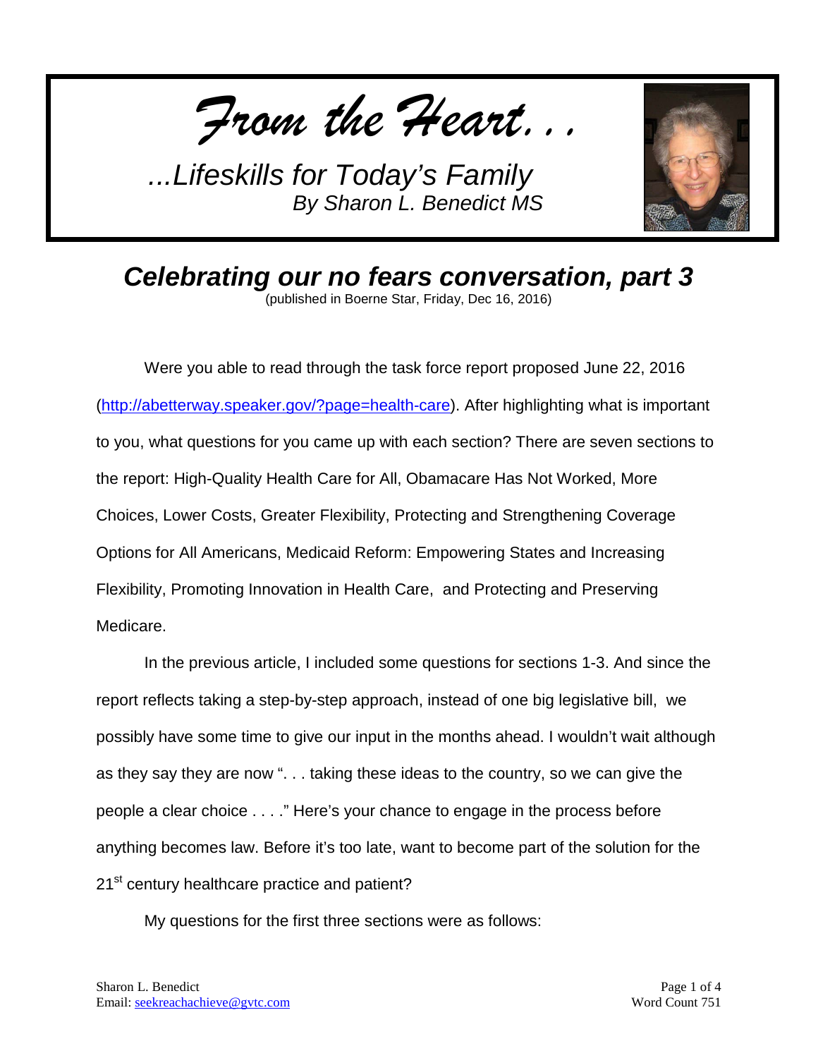# *From the Heart...*

*...Lifeskills for Today's Family*
*By Sharon L. Benedict MS*

## *Celebrating our no fears conversation, part 3*

(published in Boerne Star, Friday, Dec 16, 2016)

Were you able to read through the task force report proposed June 22, 2016 (http://abetterway.speaker.gov/?page=health-care). After highlighting what is important to you, what questions for you came up with each section? There are seven sections to the report: High-Quality Health Care for All, Obamacare Has Not Worked, More Choices, Lower Costs, Greater Flexibility, Protecting and Strengthening Coverage Options for All Americans, Medicaid Reform: Empowering States and Increasing Flexibility, Promoting Innovation in Health Care, and Protecting and Preserving Medicare.

In the previous article, I included some questions for sections 1-3. And since the report reflects taking a step-by-step approach, instead of one big legislative bill, we possibly have some time to give our input in the months ahead. I wouldn't wait although as they say they are now ". . . taking these ideas to the country, so we can give the people a clear choice . . . ." Here's your chance to engage in the process before anything becomes law. Before it's too late, want to become part of the solution for the 21st century healthcare practice and patient?

My questions for the first three sections were as follows: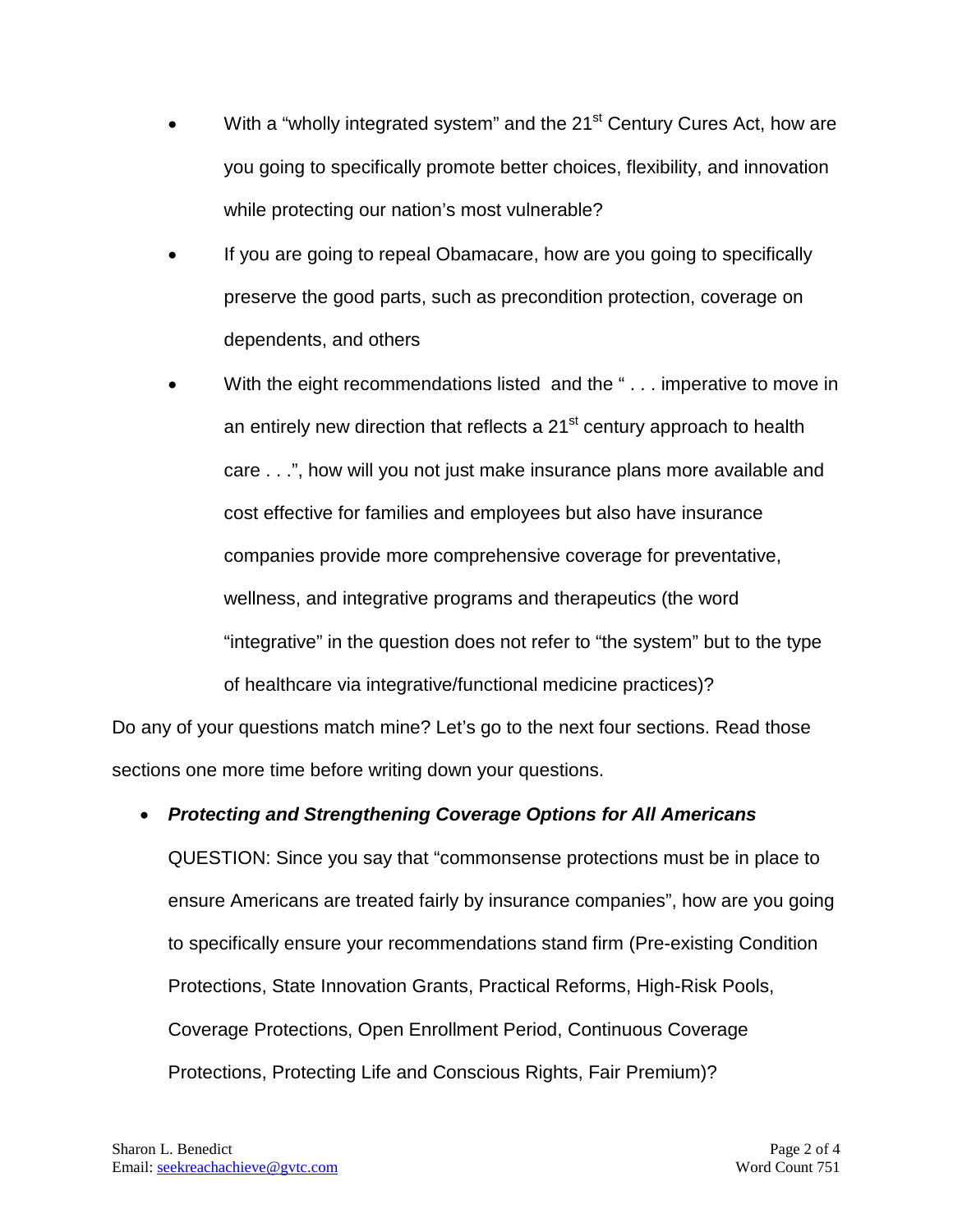- With a "wholly integrated system" and the 21st Century Cures Act, how are you going to specifically promote better choices, flexibility, and innovation while protecting our nation's most vulnerable?
- If you are going to repeal Obamacare, how are you going to specifically preserve the good parts, such as precondition protection, coverage on dependents, and others
- With the eight recommendations listed and the " . . . imperative to move in an entirely new direction that reflects a 21st century approach to health care . . .", how will you not just make insurance plans more available and cost effective for families and employees but also have insurance companies provide more comprehensive coverage for preventative, wellness, and integrative programs and therapeutics (the word "integrative" in the question does not refer to "the system" but to the type of healthcare via integrative/functional medicine practices)?

Do any of your questions match mine? Let's go to the next four sections. Read those sections one more time before writing down your questions.

- ***Protecting and Strengthening Coverage Options for All Americans***

  QUESTION: Since you say that "commonsense protections must be in place to ensure Americans are treated fairly by insurance companies", how are you going to specifically ensure your recommendations stand firm (Pre-existing Condition Protections, State Innovation Grants, Practical Reforms, High-Risk Pools, Coverage Protections, Open Enrollment Period, Continuous Coverage Protections, Protecting Life and Conscious Rights, Fair Premium)?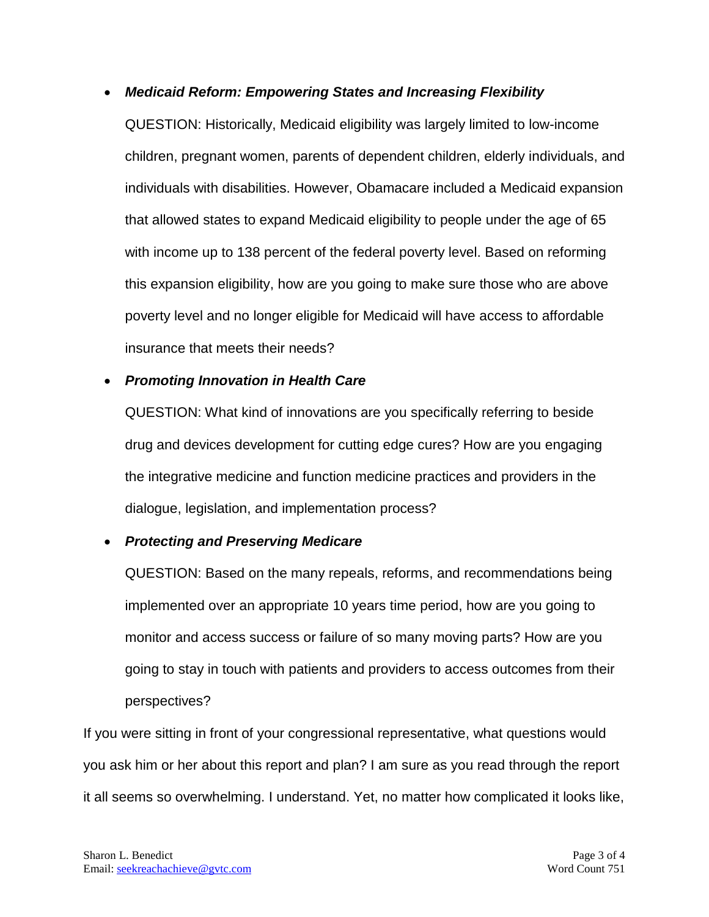- ***Medicaid Reform: Empowering States and Increasing Flexibility***

  QUESTION: Historically, Medicaid eligibility was largely limited to low-income children, pregnant women, parents of dependent children, elderly individuals, and individuals with disabilities. However, Obamacare included a Medicaid expansion that allowed states to expand Medicaid eligibility to people under the age of 65 with income up to 138 percent of the federal poverty level. Based on reforming this expansion eligibility, how are you going to make sure those who are above poverty level and no longer eligible for Medicaid will have access to affordable insurance that meets their needs?

- ***Promoting Innovation in Health Care***

  QUESTION: What kind of innovations are you specifically referring to beside drug and devices development for cutting edge cures? How are you engaging the integrative medicine and function medicine practices and providers in the dialogue, legislation, and implementation process?

- ***Protecting and Preserving Medicare***

  QUESTION: Based on the many repeals, reforms, and recommendations being implemented over an appropriate 10 years time period, how are you going to monitor and access success or failure of so many moving parts? How are you going to stay in touch with patients and providers to access outcomes from their perspectives?

If you were sitting in front of your congressional representative, what questions would you ask him or her about this report and plan? I am sure as you read through the report it all seems so overwhelming. I understand. Yet, no matter how complicated it looks like,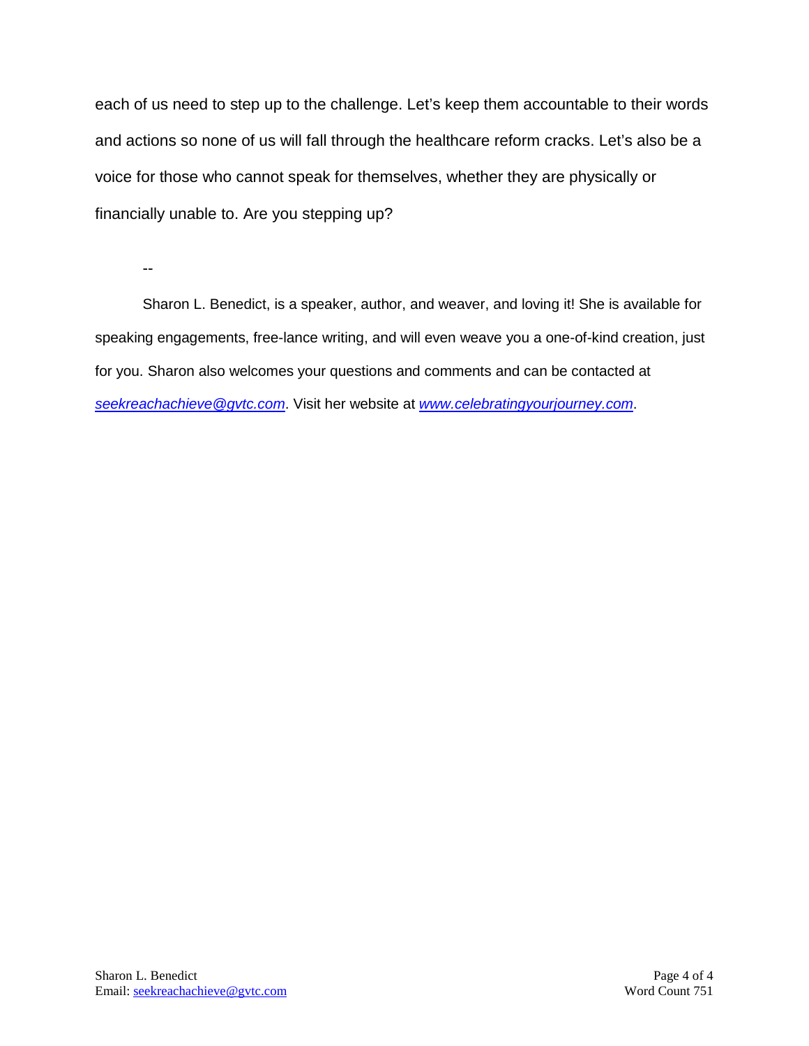each of us need to step up to the challenge. Let's keep them accountable to their words and actions so none of us will fall through the healthcare reform cracks. Let's also be a voice for those who cannot speak for themselves, whether they are physically or financially unable to. Are you stepping up?

--

Sharon L. Benedict, is a speaker, author, and weaver, and loving it! She is available for speaking engagements, free-lance writing, and will even weave you a one-of-kind creation, just for you. Sharon also welcomes your questions and comments and can be contacted at *seekreachachieve@gvtc.com*. Visit her website at *www.celebratingyourjourney.com*.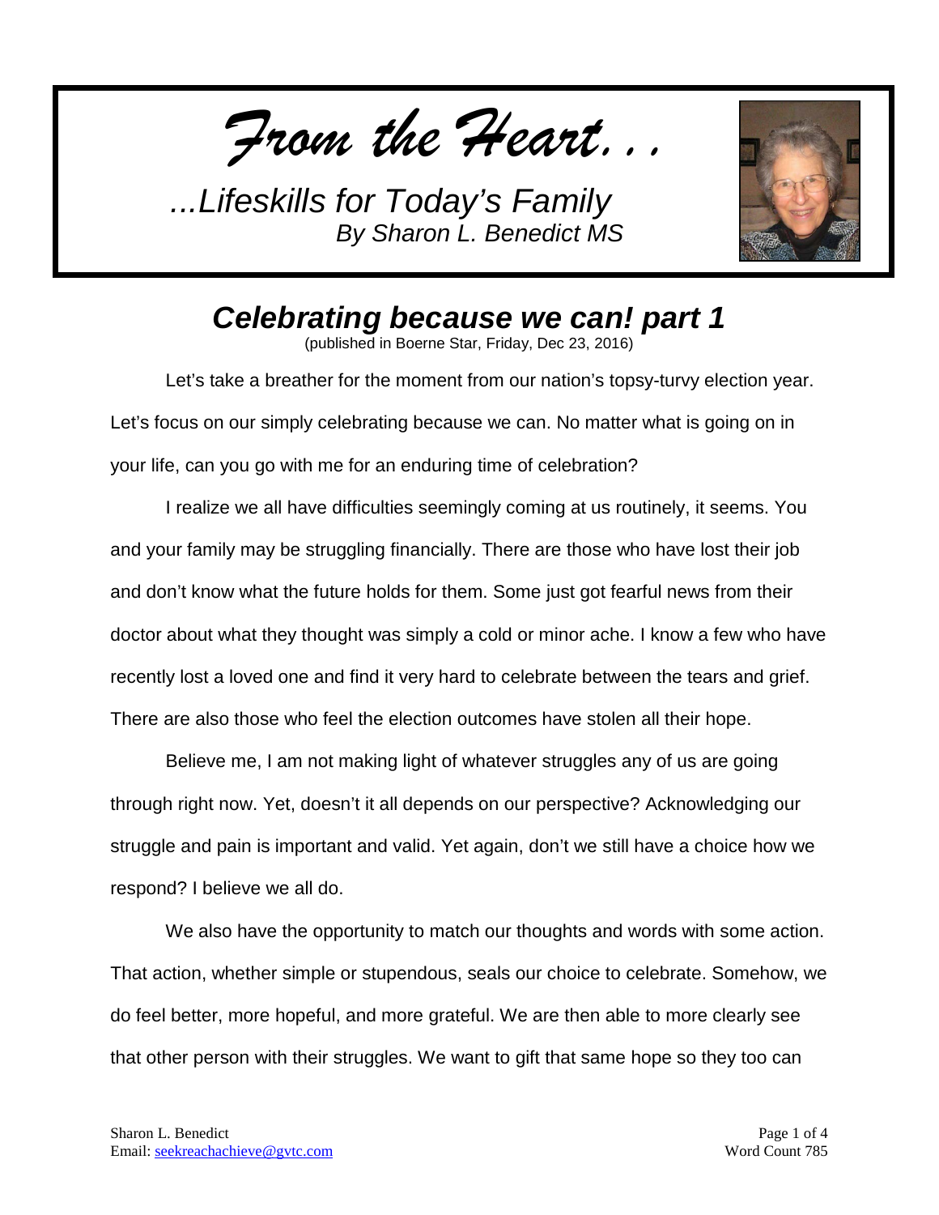*From the Heart...*

*...Lifeskills for Today's Family*
*By Sharon L. Benedict MS*

## *Celebrating because we can! part 1*

(published in Boerne Star, Friday, Dec 23, 2016)

Let's take a breather for the moment from our nation's topsy-turvy election year. Let's focus on our simply celebrating because we can. No matter what is going on in your life, can you go with me for an enduring time of celebration?

I realize we all have difficulties seemingly coming at us routinely, it seems. You and your family may be struggling financially. There are those who have lost their job and don't know what the future holds for them. Some just got fearful news from their doctor about what they thought was simply a cold or minor ache. I know a few who have recently lost a loved one and find it very hard to celebrate between the tears and grief. There are also those who feel the election outcomes have stolen all their hope.

Believe me, I am not making light of whatever struggles any of us are going through right now. Yet, doesn't it all depends on our perspective? Acknowledging our struggle and pain is important and valid. Yet again, don't we still have a choice how we respond? I believe we all do.

We also have the opportunity to match our thoughts and words with some action. That action, whether simple or stupendous, seals our choice to celebrate. Somehow, we do feel better, more hopeful, and more grateful. We are then able to more clearly see that other person with their struggles. We want to gift that same hope so they too can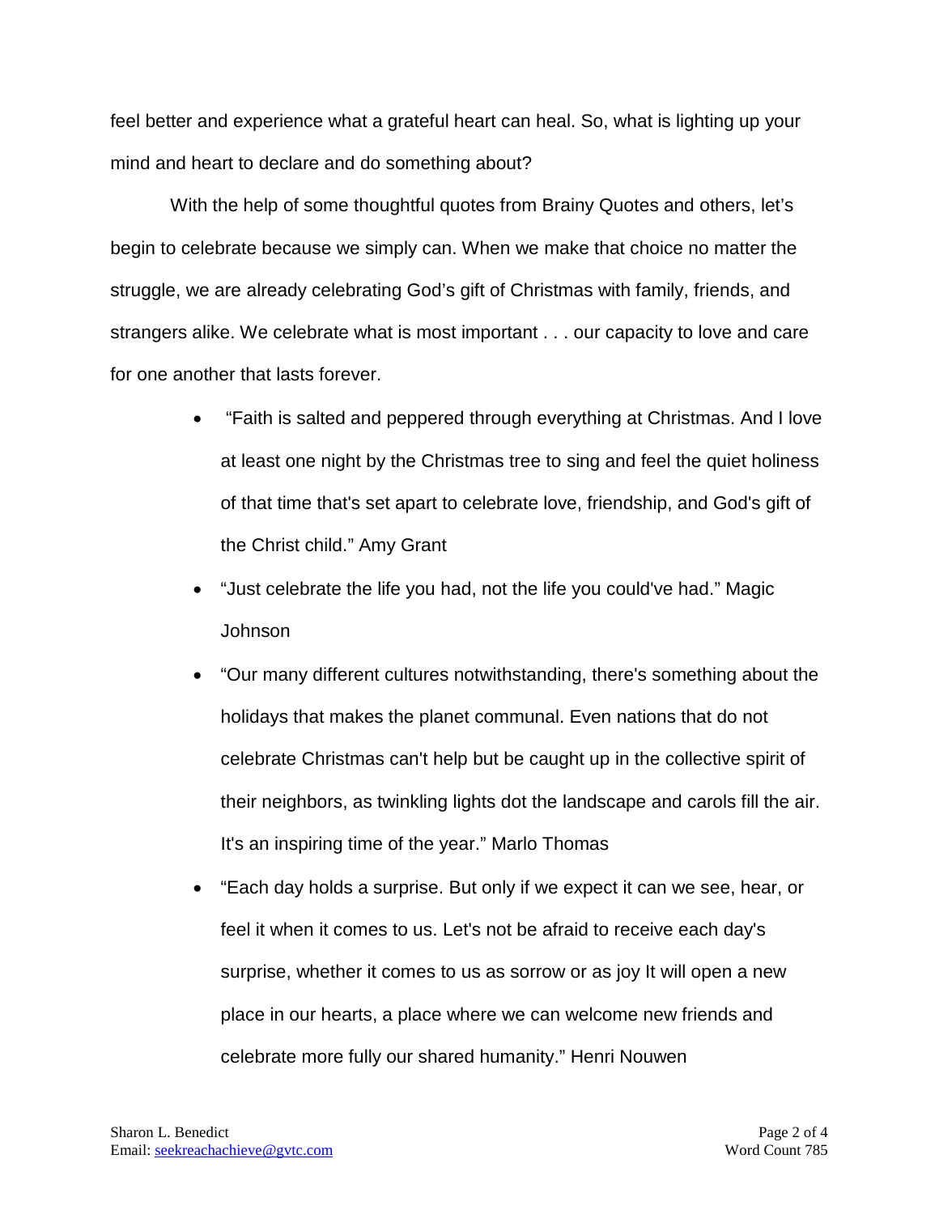feel better and experience what a grateful heart can heal. So, what is lighting up your mind and heart to declare and do something about?

With the help of some thoughtful quotes from Brainy Quotes and others, let's begin to celebrate because we simply can. When we make that choice no matter the struggle, we are already celebrating God's gift of Christmas with family, friends, and strangers alike. We celebrate what is most important . . . our capacity to love and care for one another that lasts forever.

- "Faith is salted and peppered through everything at Christmas. And I love at least one night by the Christmas tree to sing and feel the quiet holiness of that time that's set apart to celebrate love, friendship, and God's gift of the Christ child." Amy Grant
- "Just celebrate the life you had, not the life you could've had." Magic Johnson
- "Our many different cultures notwithstanding, there's something about the holidays that makes the planet communal. Even nations that do not celebrate Christmas can't help but be caught up in the collective spirit of their neighbors, as twinkling lights dot the landscape and carols fill the air. It's an inspiring time of the year." Marlo Thomas
- "Each day holds a surprise. But only if we expect it can we see, hear, or feel it when it comes to us. Let's not be afraid to receive each day's surprise, whether it comes to us as sorrow or as joy It will open a new place in our hearts, a place where we can welcome new friends and celebrate more fully our shared humanity." Henri Nouwen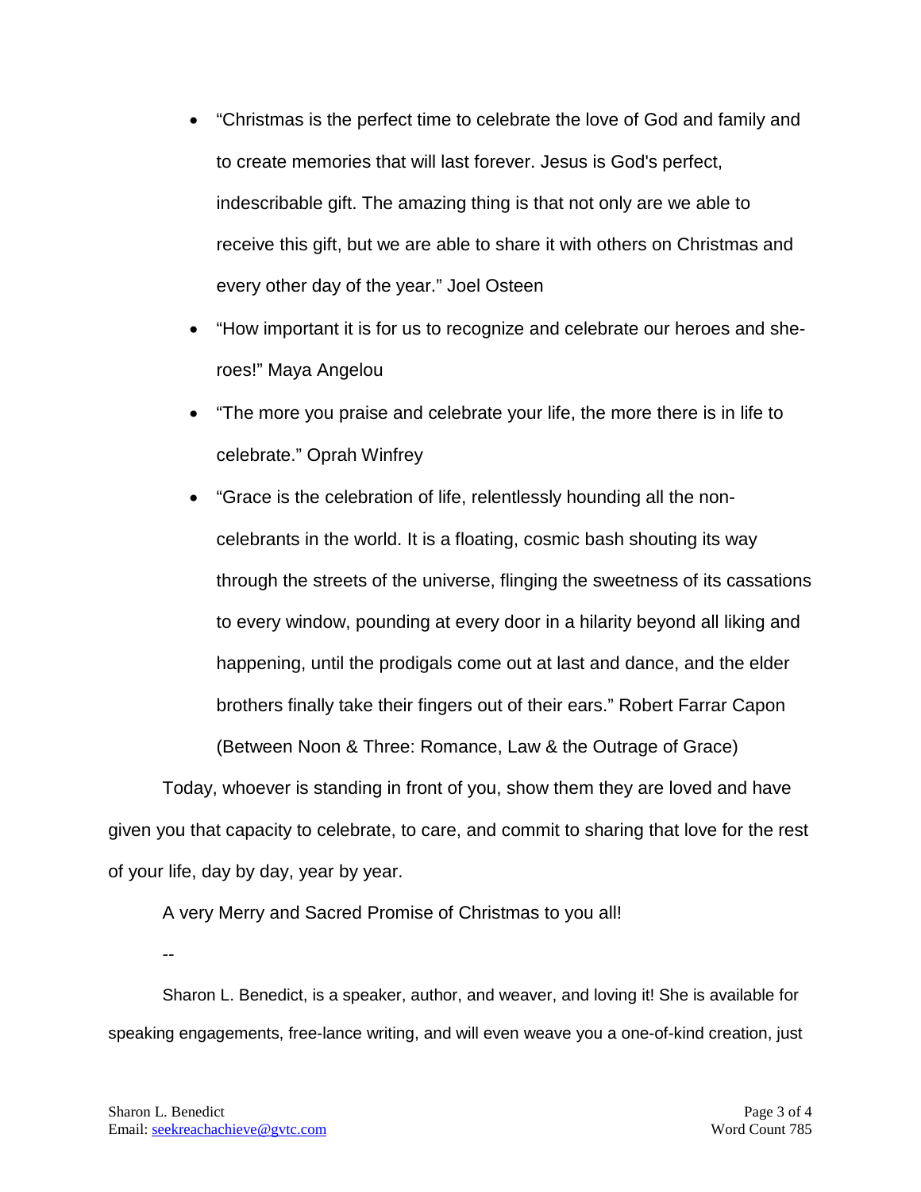- “Christmas is the perfect time to celebrate the love of God and family and to create memories that will last forever. Jesus is God's perfect, indescribable gift. The amazing thing is that not only are we able to receive this gift, but we are able to share it with others on Christmas and every other day of the year.” Joel Osteen
- “How important it is for us to recognize and celebrate our heroes and she-roes!” Maya Angelou
- “The more you praise and celebrate your life, the more there is in life to celebrate.” Oprah Winfrey
- “Grace is the celebration of life, relentlessly hounding all the non-celebrants in the world. It is a floating, cosmic bash shouting its way through the streets of the universe, flinging the sweetness of its cassations to every window, pounding at every door in a hilarity beyond all liking and happening, until the prodigals come out at last and dance, and the elder brothers finally take their fingers out of their ears.” Robert Farrar Capon (Between Noon & Three: Romance, Law & the Outrage of Grace)

Today, whoever is standing in front of you, show them they are loved and have given you that capacity to celebrate, to care, and commit to sharing that love for the rest of your life, day by day, year by year.

A very Merry and Sacred Promise of Christmas to you all!

--

Sharon L. Benedict, is a speaker, author, and weaver, and loving it! She is available for speaking engagements, free-lance writing, and will even weave you a one-of-kind creation, just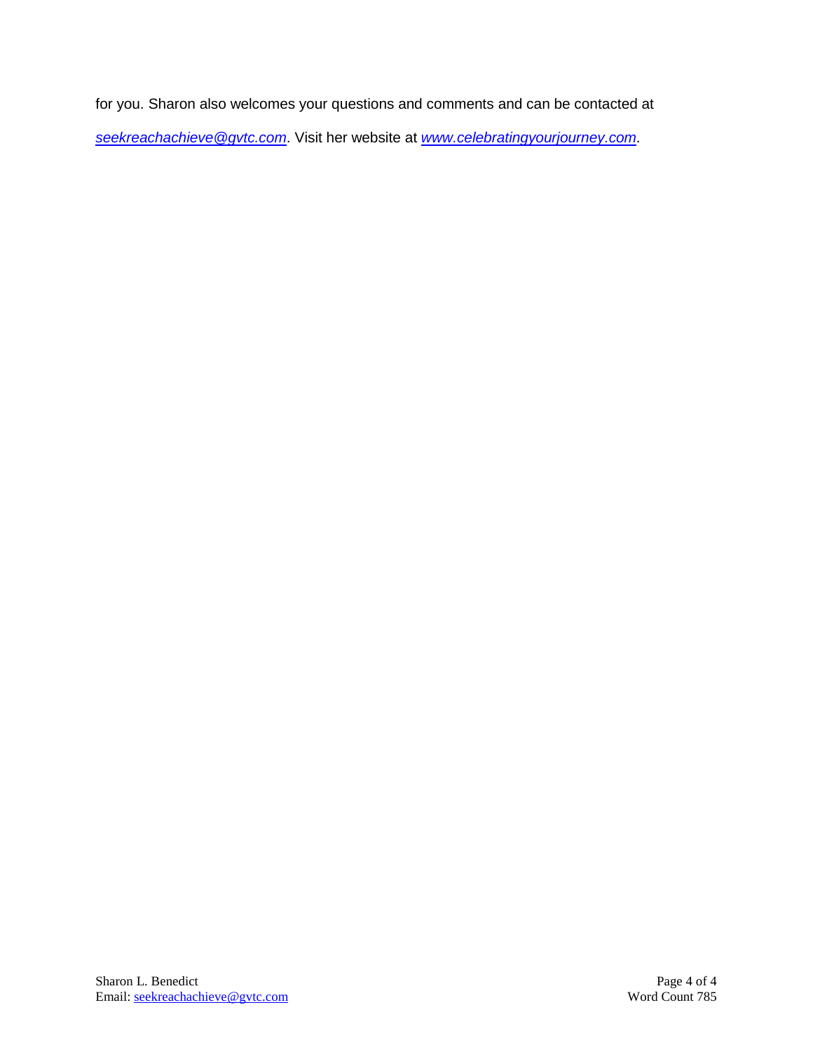for you. Sharon also welcomes your questions and comments and can be contacted at *seekreachachieve@gvtc.com*. Visit her website at *www.celebratingyourjourney.com*.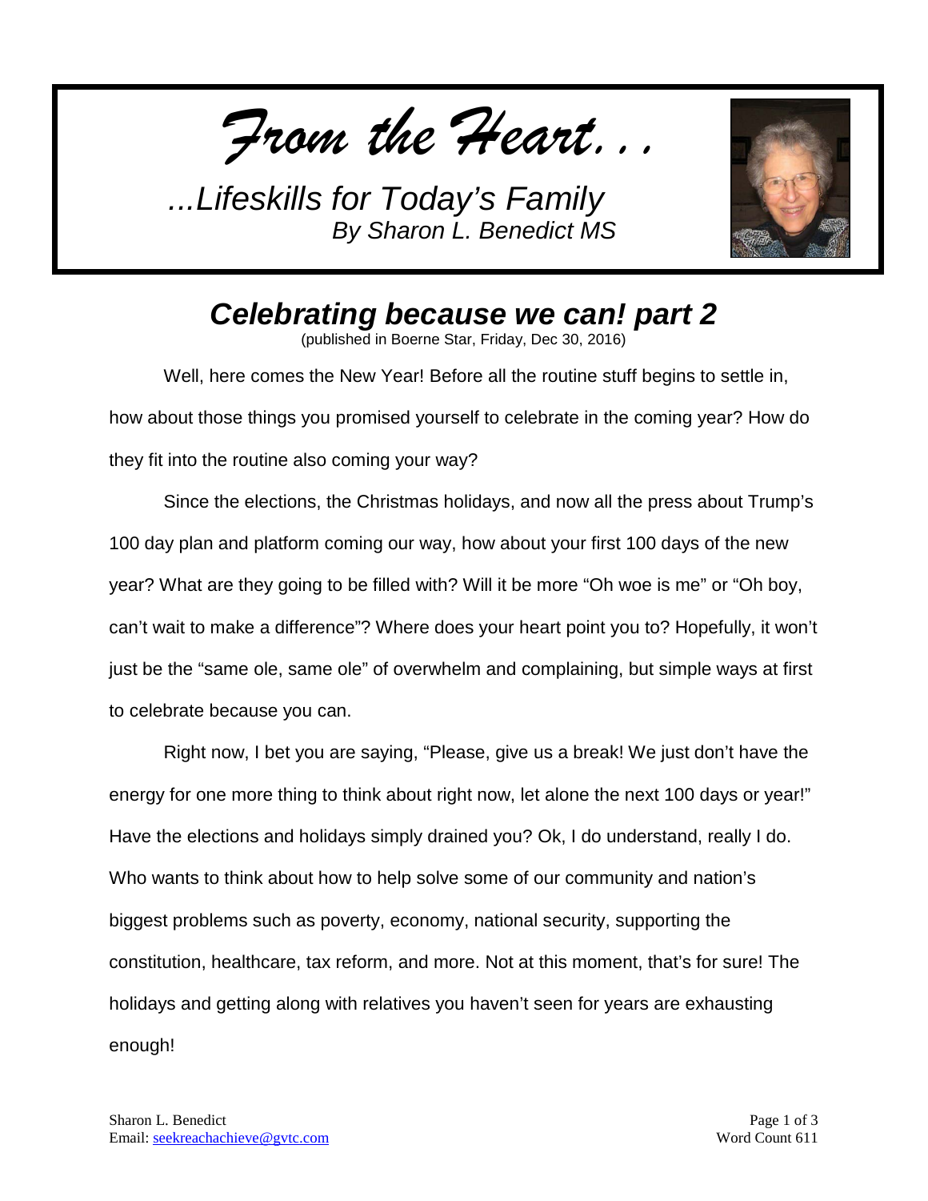# *From the Heart…*

*...Lifeskills for Today's Family*
*By Sharon L. Benedict MS*

## *Celebrating because we can! part 2*

(published in Boerne Star, Friday, Dec 30, 2016)

Well, here comes the New Year! Before all the routine stuff begins to settle in, how about those things you promised yourself to celebrate in the coming year? How do they fit into the routine also coming your way?

Since the elections, the Christmas holidays, and now all the press about Trump's 100 day plan and platform coming our way, how about your first 100 days of the new year? What are they going to be filled with? Will it be more "Oh woe is me" or "Oh boy, can't wait to make a difference"? Where does your heart point you to? Hopefully, it won't just be the "same ole, same ole" of overwhelm and complaining, but simple ways at first to celebrate because you can.

Right now, I bet you are saying, "Please, give us a break! We just don't have the energy for one more thing to think about right now, let alone the next 100 days or year!" Have the elections and holidays simply drained you? Ok, I do understand, really I do. Who wants to think about how to help solve some of our community and nation's biggest problems such as poverty, economy, national security, supporting the constitution, healthcare, tax reform, and more. Not at this moment, that's for sure! The holidays and getting along with relatives you haven't seen for years are exhausting enough!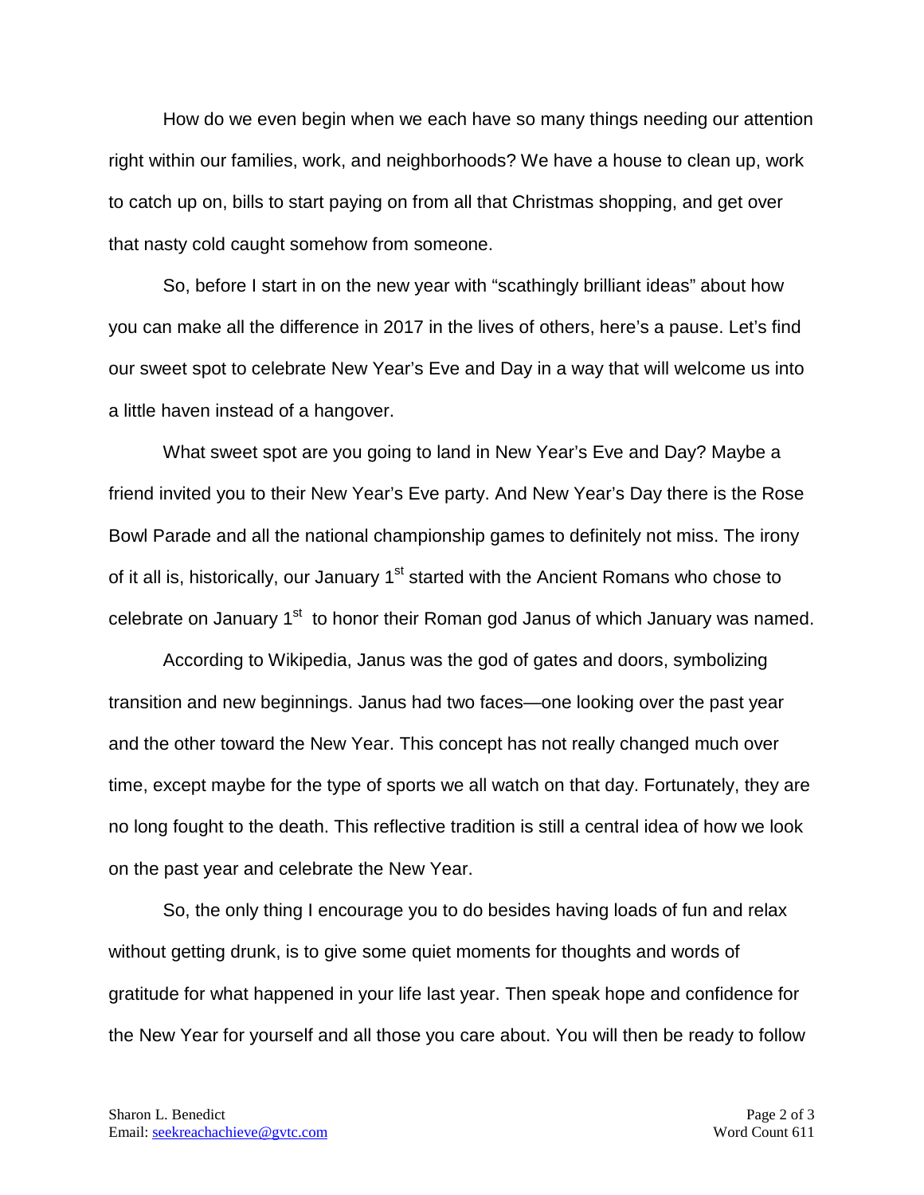How do we even begin when we each have so many things needing our attention right within our families, work, and neighborhoods? We have a house to clean up, work to catch up on, bills to start paying on from all that Christmas shopping, and get over that nasty cold caught somehow from someone.

So, before I start in on the new year with "scathingly brilliant ideas" about how you can make all the difference in 2017 in the lives of others, here's a pause. Let's find our sweet spot to celebrate New Year's Eve and Day in a way that will welcome us into a little haven instead of a hangover.

What sweet spot are you going to land in New Year's Eve and Day? Maybe a friend invited you to their New Year's Eve party. And New Year's Day there is the Rose Bowl Parade and all the national championship games to definitely not miss. The irony of it all is, historically, our January 1st started with the Ancient Romans who chose to celebrate on January 1st to honor their Roman god Janus of which January was named.

According to Wikipedia, Janus was the god of gates and doors, symbolizing transition and new beginnings. Janus had two faces—one looking over the past year and the other toward the New Year. This concept has not really changed much over time, except maybe for the type of sports we all watch on that day. Fortunately, they are no long fought to the death. This reflective tradition is still a central idea of how we look on the past year and celebrate the New Year.

So, the only thing I encourage you to do besides having loads of fun and relax without getting drunk, is to give some quiet moments for thoughts and words of gratitude for what happened in your life last year. Then speak hope and confidence for the New Year for yourself and all those you care about. You will then be ready to follow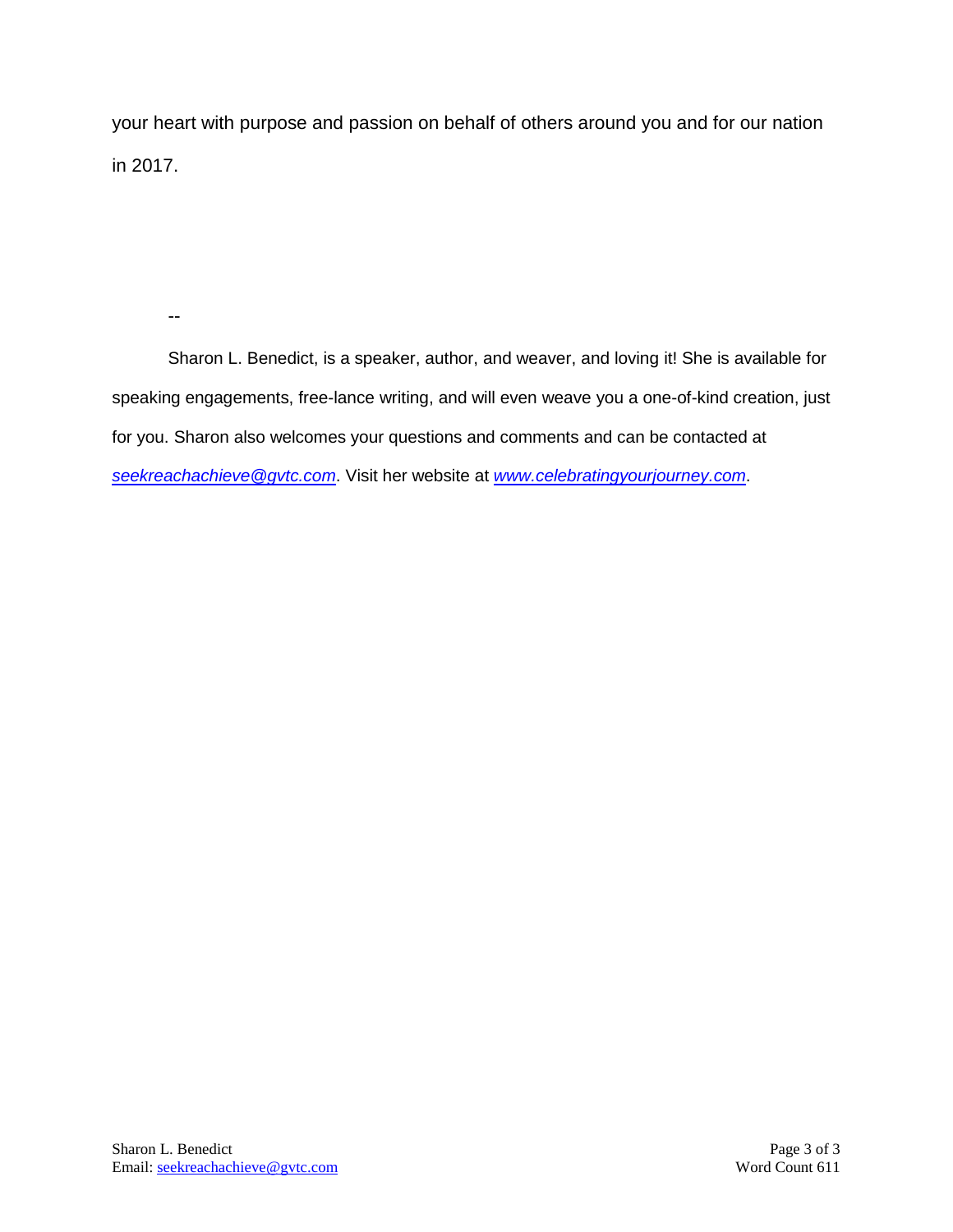your heart with purpose and passion on behalf of others around you and for our nation in 2017.

--

Sharon L. Benedict, is a speaker, author, and weaver, and loving it! She is available for speaking engagements, free-lance writing, and will even weave you a one-of-kind creation, just for you. Sharon also welcomes your questions and comments and can be contacted at *seekreachachieve@gvtc.com*. Visit her website at *www.celebratingyourjourney.com*.